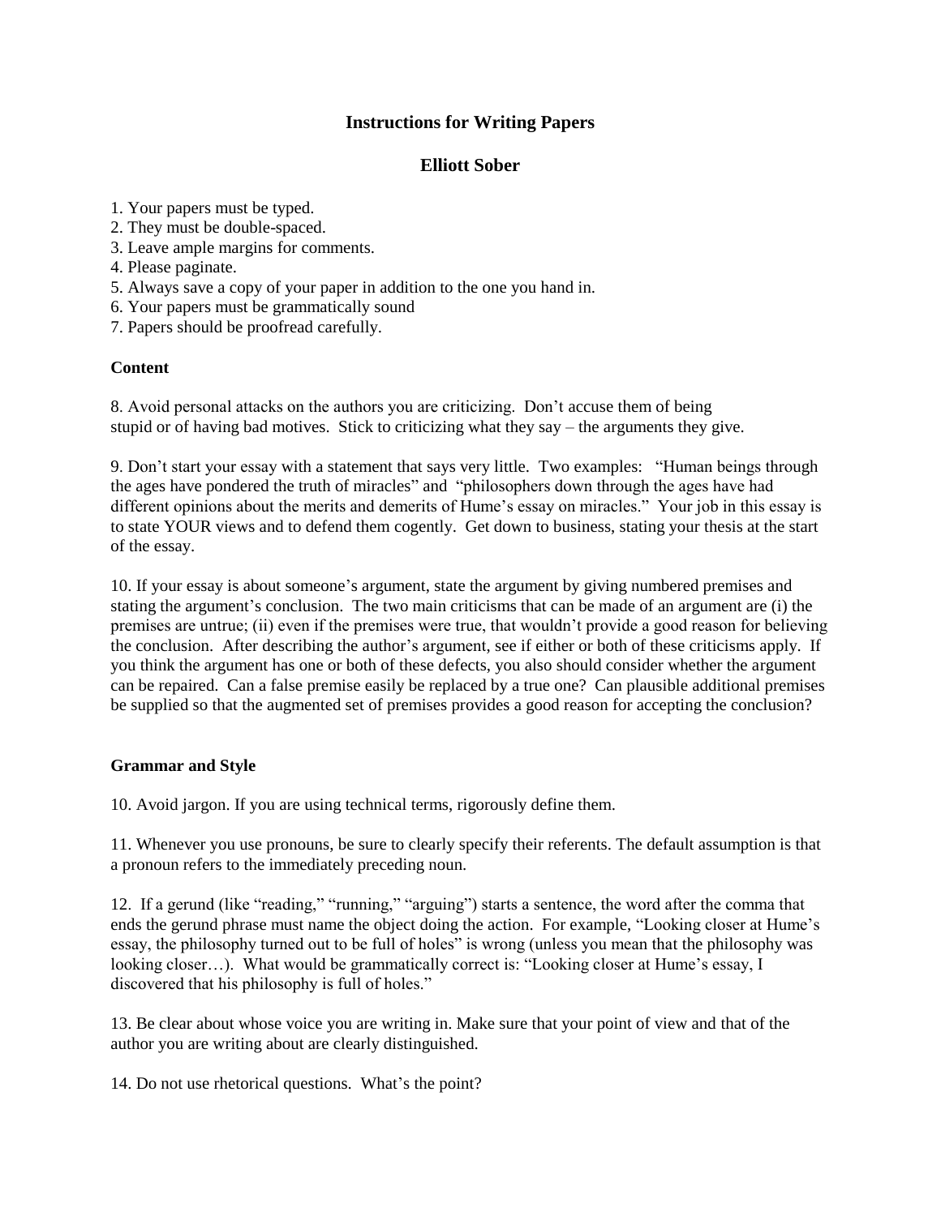# Instructions for Writing Papers

## Elliott Sober

1. Your papers must be typed.
2. They must be double-spaced.
3. Leave ample margins for comments.
4. Please paginate.
5. Always save a copy of your paper in addition to the one you hand in.
6. Your papers must be grammatically sound
7. Papers should be proofread carefully.

### Content

8. Avoid personal attacks on the authors you are criticizing. Don't accuse them of being stupid or of having bad motives. Stick to criticizing what they say – the arguments they give.

9. Don't start your essay with a statement that says very little. Two examples: "Human beings through the ages have pondered the truth of miracles" and "philosophers down through the ages have had different opinions about the merits and demerits of Hume's essay on miracles." Your job in this essay is to state YOUR views and to defend them cogently. Get down to business, stating your thesis at the start of the essay.

10. If your essay is about someone's argument, state the argument by giving numbered premises and stating the argument's conclusion. The two main criticisms that can be made of an argument are (i) the premises are untrue; (ii) even if the premises were true, that wouldn't provide a good reason for believing the conclusion. After describing the author's argument, see if either or both of these criticisms apply. If you think the argument has one or both of these defects, you also should consider whether the argument can be repaired. Can a false premise easily be replaced by a true one? Can plausible additional premises be supplied so that the augmented set of premises provides a good reason for accepting the conclusion?

### Grammar and Style

10. Avoid jargon. If you are using technical terms, rigorously define them.

11. Whenever you use pronouns, be sure to clearly specify their referents. The default assumption is that a pronoun refers to the immediately preceding noun.

12. If a gerund (like "reading," "running," "arguing") starts a sentence, the word after the comma that ends the gerund phrase must name the object doing the action. For example, "Looking closer at Hume's essay, the philosophy turned out to be full of holes" is wrong (unless you mean that the philosophy was looking closer…). What would be grammatically correct is: "Looking closer at Hume's essay, I discovered that his philosophy is full of holes."

13. Be clear about whose voice you are writing in. Make sure that your point of view and that of the author you are writing about are clearly distinguished.

14. Do not use rhetorical questions. What's the point?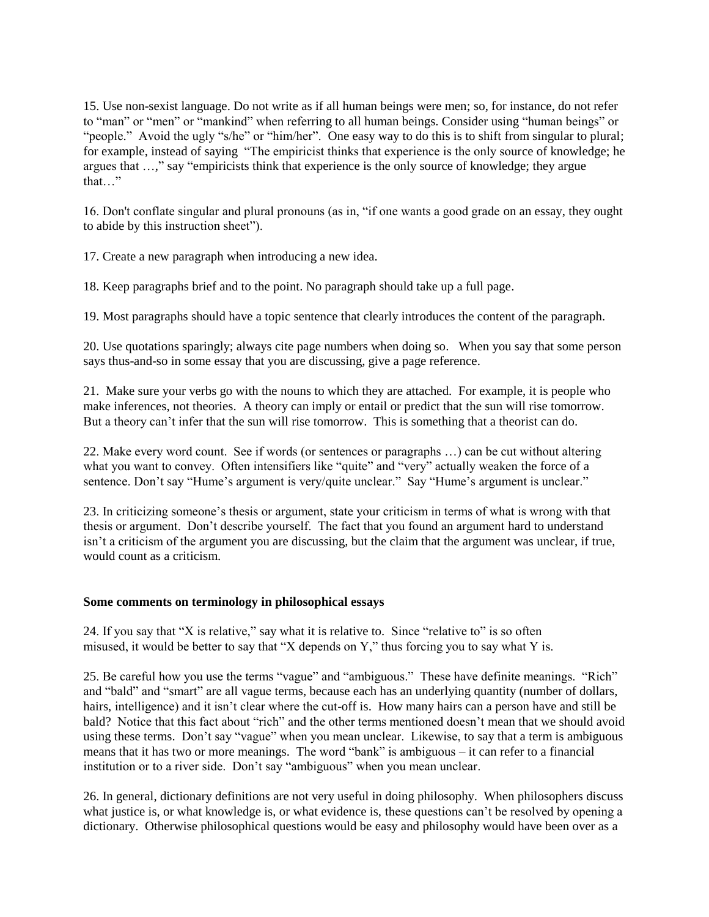15. Use non-sexist language. Do not write as if all human beings were men; so, for instance, do not refer to “man” or “men” or “mankind” when referring to all human beings. Consider using “human beings” or “people.” Avoid the ugly “s/he” or “him/her”. One easy way to do this is to shift from singular to plural; for example, instead of saying “The empiricist thinks that experience is the only source of knowledge; he argues that …,” say “empiricists think that experience is the only source of knowledge; they argue that…”

16. Don't conflate singular and plural pronouns (as in, “if one wants a good grade on an essay, they ought to abide by this instruction sheet”).

17. Create a new paragraph when introducing a new idea.

18. Keep paragraphs brief and to the point. No paragraph should take up a full page.

19. Most paragraphs should have a topic sentence that clearly introduces the content of the paragraph.

20. Use quotations sparingly; always cite page numbers when doing so. When you say that some person says thus-and-so in some essay that you are discussing, give a page reference.

21. Make sure your verbs go with the nouns to which they are attached. For example, it is people who make inferences, not theories. A theory can imply or entail or predict that the sun will rise tomorrow. But a theory can’t infer that the sun will rise tomorrow. This is something that a theorist can do.

22. Make every word count. See if words (or sentences or paragraphs …) can be cut without altering what you want to convey. Often intensifiers like “quite” and “very” actually weaken the force of a sentence. Don’t say “Hume’s argument is very/quite unclear.” Say “Hume’s argument is unclear.”

23. In criticizing someone’s thesis or argument, state your criticism in terms of what is wrong with that thesis or argument. Don’t describe yourself. The fact that you found an argument hard to understand isn’t a criticism of the argument you are discussing, but the claim that the argument was unclear, if true, would count as a criticism.

**Some comments on terminology in philosophical essays**

24. If you say that “X is relative,” say what it is relative to. Since “relative to” is so often misused, it would be better to say that “X depends on Y,” thus forcing you to say what Y is.

25. Be careful how you use the terms “vague” and “ambiguous.” These have definite meanings. “Rich” and “bald” and “smart” are all vague terms, because each has an underlying quantity (number of dollars, hairs, intelligence) and it isn’t clear where the cut-off is. How many hairs can a person have and still be bald? Notice that this fact about “rich” and the other terms mentioned doesn’t mean that we should avoid using these terms. Don’t say “vague” when you mean unclear. Likewise, to say that a term is ambiguous means that it has two or more meanings. The word “bank” is ambiguous – it can refer to a financial institution or to a river side. Don’t say “ambiguous” when you mean unclear.

26. In general, dictionary definitions are not very useful in doing philosophy. When philosophers discuss what justice is, or what knowledge is, or what evidence is, these questions can’t be resolved by opening a dictionary. Otherwise philosophical questions would be easy and philosophy would have been over as a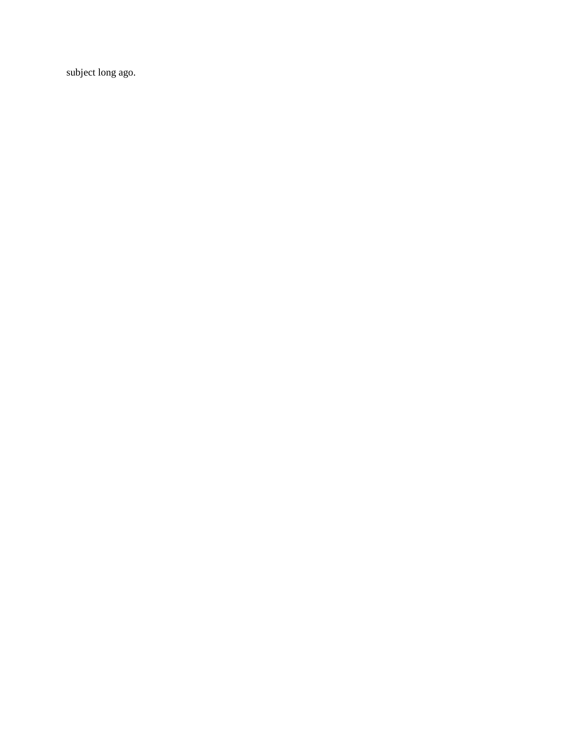subject long ago.